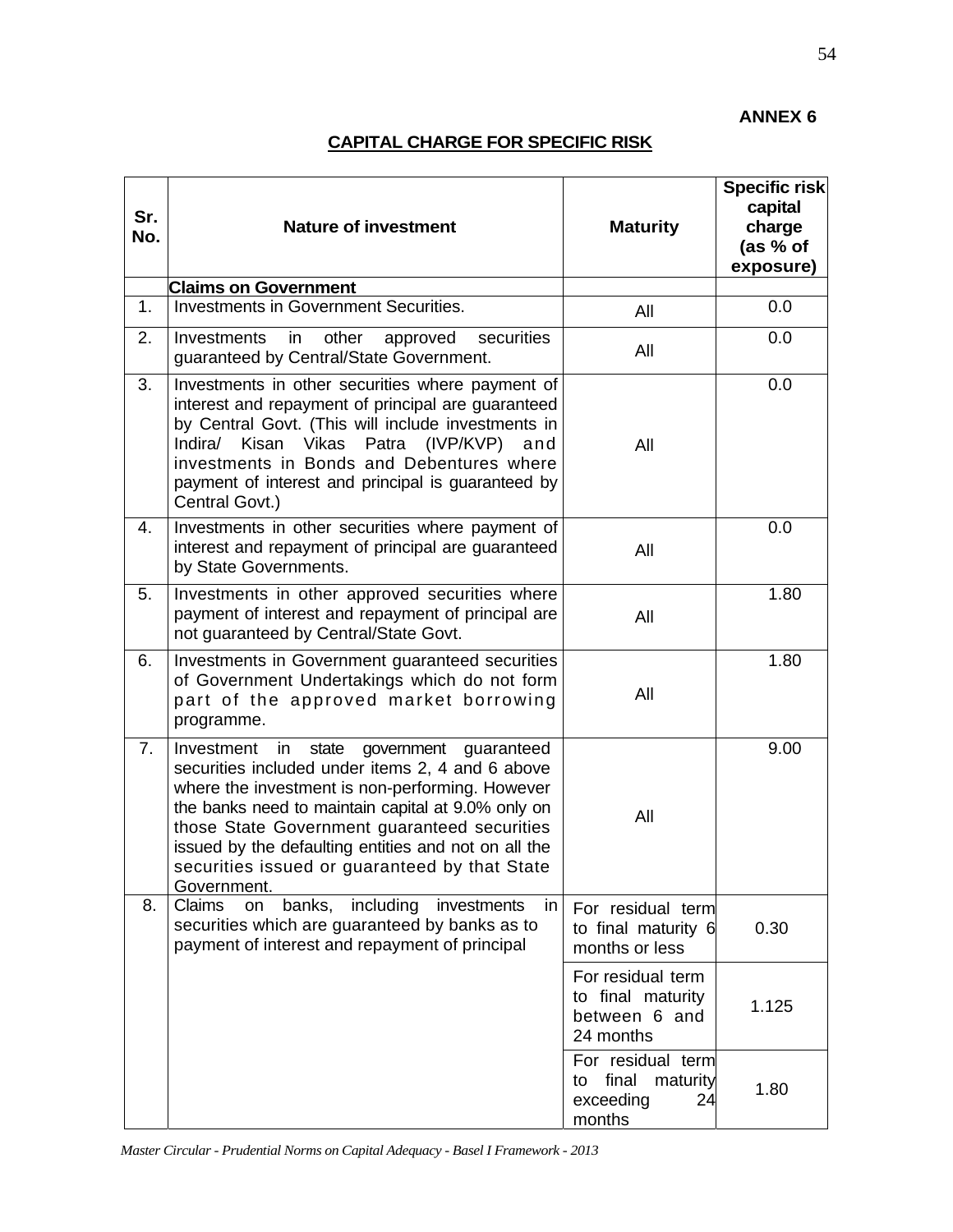**ANNEX 6**

## CAPITAL CHARGE FOR SPECIFIC RISK

| Sr. No. | Nature of investment | Maturity | Specific risk capital charge (as % of exposure) |
|---|---|---|---|
| | **Claims on Government** | | |
| 1. | Investments in Government Securities. | All | 0.0 |
| 2. | Investments in other approved securities guaranteed by Central/State Government. | All | 0.0 |
| 3. | Investments in other securities where payment of interest and repayment of principal are guaranteed by Central Govt. (This will include investments in Indira/ Kisan Vikas Patra (IVP/KVP) and investments in Bonds and Debentures where payment of interest and principal is guaranteed by Central Govt.) | All | 0.0 |
| 4. | Investments in other securities where payment of interest and repayment of principal are guaranteed by State Governments. | All | 0.0 |
| 5. | Investments in other approved securities where payment of interest and repayment of principal are not guaranteed by Central/State Govt. | All | 1.80 |
| 6. | Investments in Government guaranteed securities of Government Undertakings which do not form part of the approved market borrowing programme. | All | 1.80 |
| 7. | Investment in state government guaranteed securities included under items 2, 4 and 6 above where the investment is non-performing. However the banks need to maintain capital at 9.0% only on those State Government guaranteed securities issued by the defaulting entities and not on all the securities issued or guaranteed by that State Government. | All | 9.00 |
| 8. | Claims on banks, including investments in securities which are guaranteed by banks as to payment of interest and repayment of principal | For residual term to final maturity 6 months or less | 0.30 |
| | | For residual term to final maturity between 6 and 24 months | 1.125 |
| | | For residual term to final maturity exceeding 24 months | 1.80 |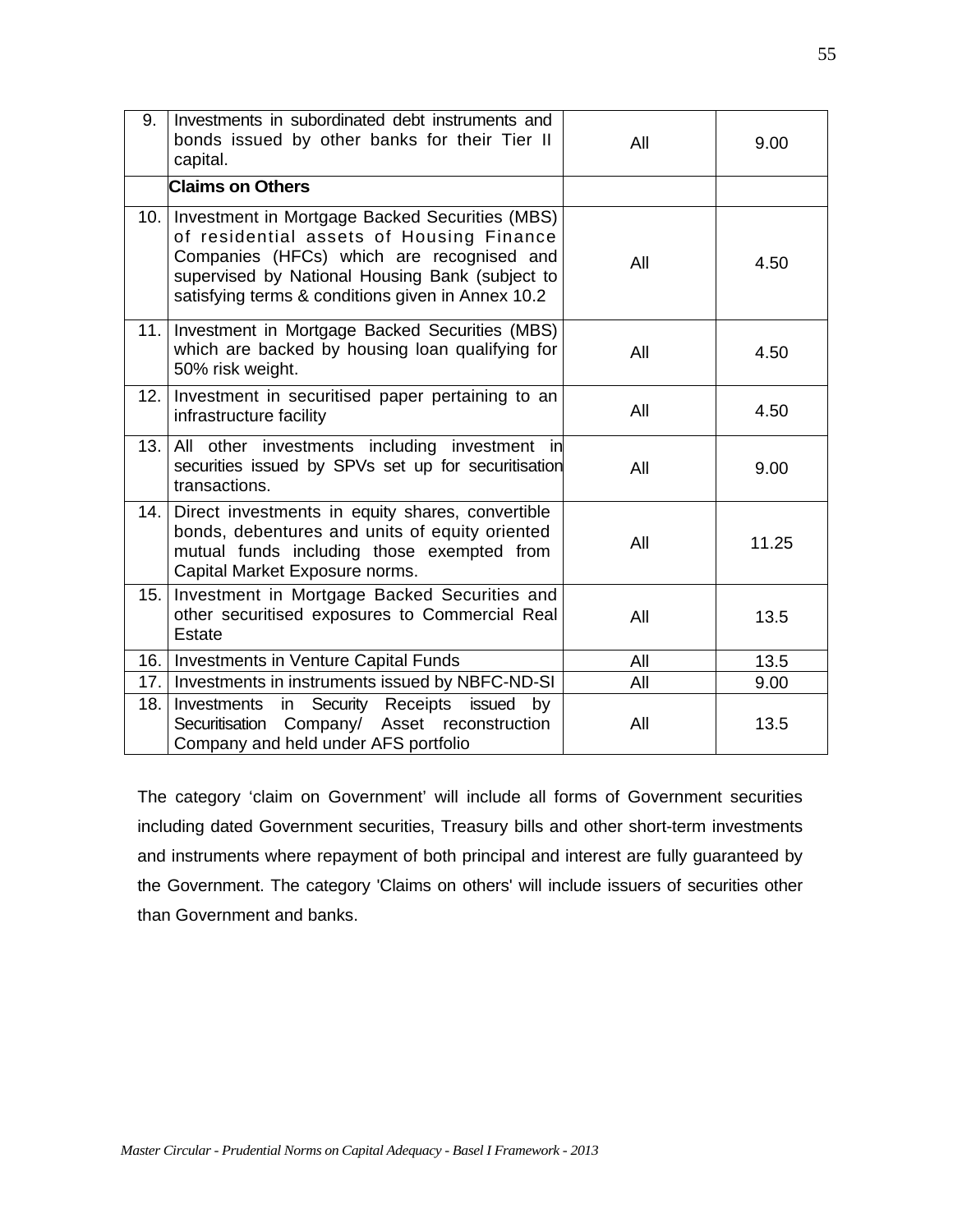| | | | |
|---|---|---|---|
| 9. | Investments in subordinated debt instruments and bonds issued by other banks for their Tier II capital. | All | 9.00 |
| | **Claims on Others** | | |
| 10. | Investment in Mortgage Backed Securities (MBS) of residential assets of Housing Finance Companies (HFCs) which are recognised and supervised by National Housing Bank (subject to satisfying terms & conditions given in Annex 10.2 | All | 4.50 |
| 11. | Investment in Mortgage Backed Securities (MBS) which are backed by housing loan qualifying for 50% risk weight. | All | 4.50 |
| 12. | Investment in securitised paper pertaining to an infrastructure facility | All | 4.50 |
| 13. | All other investments including investment in securities issued by SPVs set up for securitisation transactions. | All | 9.00 |
| 14. | Direct investments in equity shares, convertible bonds, debentures and units of equity oriented mutual funds including those exempted from Capital Market Exposure norms. | All | 11.25 |
| 15. | Investment in Mortgage Backed Securities and other securitised exposures to Commercial Real Estate | All | 13.5 |
| 16. | Investments in Venture Capital Funds | All | 13.5 |
| 17. | Investments in instruments issued by NBFC-ND-SI | All | 9.00 |
| 18. | Investments in Security Receipts issued by Securitisation Company/ Asset reconstruction Company and held under AFS portfolio | All | 13.5 |

The category 'claim on Government' will include all forms of Government securities including dated Government securities, Treasury bills and other short-term investments and instruments where repayment of both principal and interest are fully guaranteed by the Government. The category 'Claims on others' will include issuers of securities other than Government and banks.